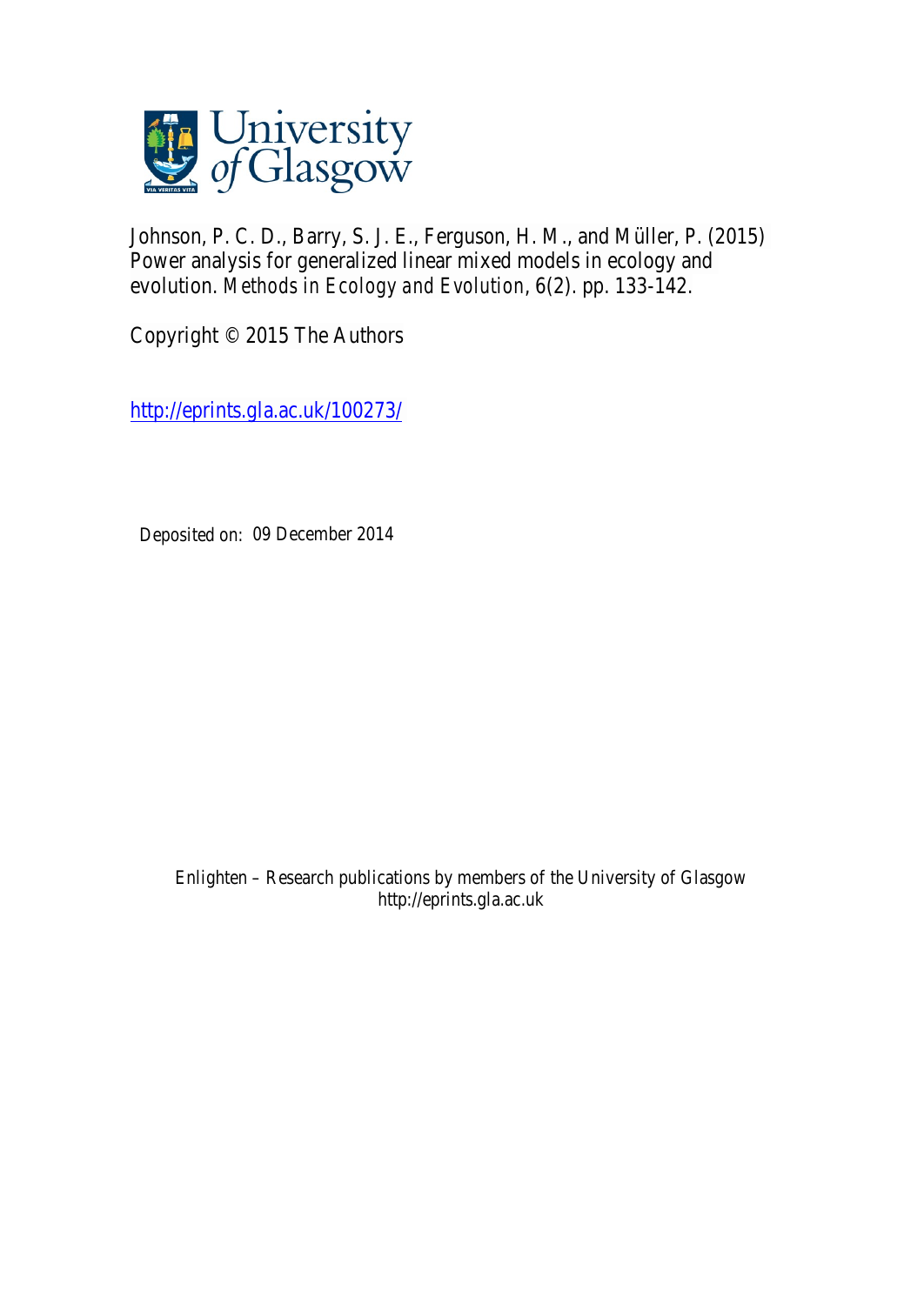University of Glasgow

Johnson, P. C. D., Barry, S. J. E., Ferguson, H. M., and Müller, P. (2015) Power analysis for generalized linear mixed models in ecology and evolution. *Methods in Ecology and Evolution*, 6(2). pp. 133-142.

Copyright © 2015 The Authors

http://eprints.gla.ac.uk/100273/

Deposited on: 09 December 2014

Enlighten – Research publications by members of the University of Glasgow
http://eprints.gla.ac.uk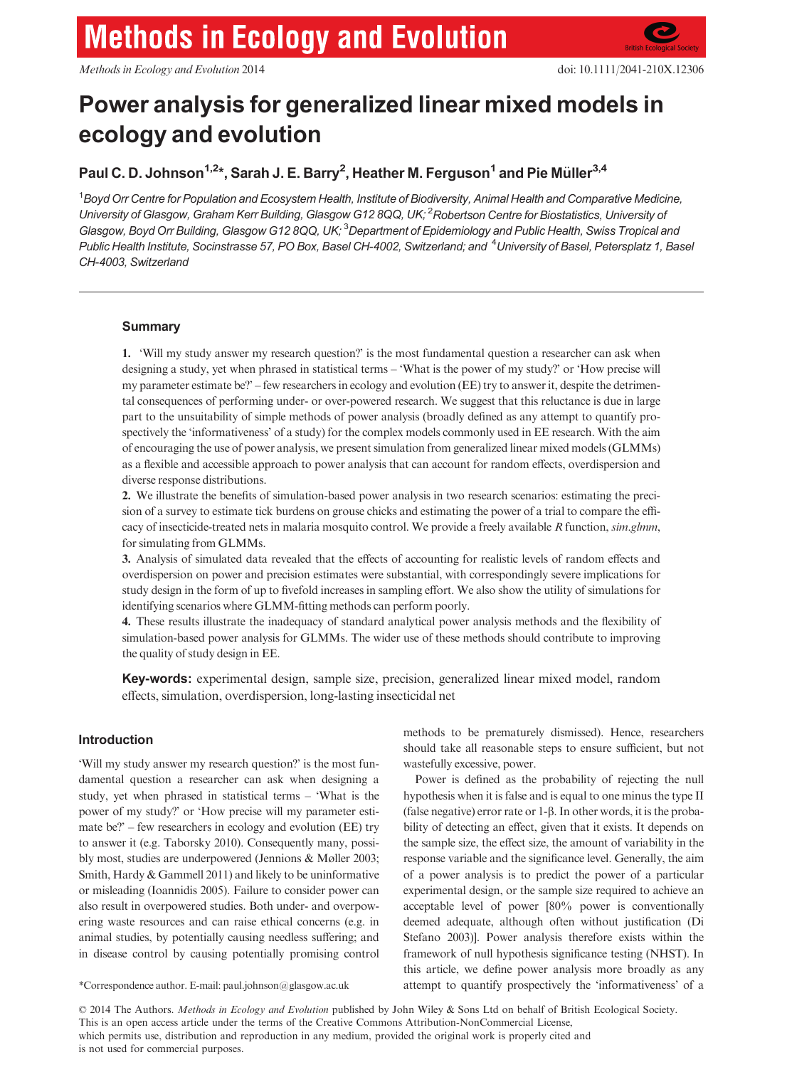# Power analysis for generalized linear mixed models in ecology and evolution

**Paul C. D. Johnson**[1,2]*, **Sarah J. E. Barry**[2], **Heather M. Ferguson**[1] **and Pie Müller**[3,4]

[1]*Boyd Orr Centre for Population and Ecosystem Health, Institute of Biodiversity, Animal Health and Comparative Medicine, University of Glasgow, Graham Kerr Building, Glasgow G12 8QQ, UK;* [2]*Robertson Centre for Biostatistics, University of Glasgow, Boyd Orr Building, Glasgow G12 8QQ, UK;* [3]*Department of Epidemiology and Public Health, Swiss Tropical and Public Health Institute, Socinstrasse 57, PO Box, Basel CH-4002, Switzerland; and* [4]*University of Basel, Petersplatz 1, Basel CH-4003, Switzerland*

## Summary

**1.** 'Will my study answer my research question?' is the most fundamental question a researcher can ask when designing a study, yet when phrased in statistical terms – 'What is the power of my study?' or 'How precise will my parameter estimate be?' – few researchers in ecology and evolution (EE) try to answer it, despite the detrimental consequences of performing under- or over-powered research. We suggest that this reluctance is due in large part to the unsuitability of simple methods of power analysis (broadly defined as any attempt to quantify prospectively the 'informativeness' of a study) for the complex models commonly used in EE research. With the aim of encouraging the use of power analysis, we present simulation from generalized linear mixed models (GLMMs) as a flexible and accessible approach to power analysis that can account for random effects, overdispersion and diverse response distributions.

**2.** We illustrate the benefits of simulation-based power analysis in two research scenarios: estimating the precision of a survey to estimate tick burdens on grouse chicks and estimating the power of a trial to compare the efficacy of insecticide-treated nets in malaria mosquito control. We provide a freely available *R* function, *sim.glmm*, for simulating from GLMMs.

**3.** Analysis of simulated data revealed that the effects of accounting for realistic levels of random effects and overdispersion on power and precision estimates were substantial, with correspondingly severe implications for study design in the form of up to fivefold increases in sampling effort. We also show the utility of simulations for identifying scenarios where GLMM-fitting methods can perform poorly.

**4.** These results illustrate the inadequacy of standard analytical power analysis methods and the flexibility of simulation-based power analysis for GLMMs. The wider use of these methods should contribute to improving the quality of study design in EE.

**Key-words:** experimental design, sample size, precision, generalized linear mixed model, random effects, simulation, overdispersion, long-lasting insecticidal net

## Introduction

'Will my study answer my research question?' is the most fundamental question a researcher can ask when designing a study, yet when phrased in statistical terms – 'What is the power of my study?' or 'How precise will my parameter estimate be?' – few researchers in ecology and evolution (EE) try to answer it (e.g. Taborsky 2010). Consequently many, possibly most, studies are underpowered (Jennions & Møller 2003; Smith, Hardy & Gammell 2011) and likely to be uninformative or misleading (Ioannidis 2005). Failure to consider power can also result in overpowered studies. Both under- and overpowering waste resources and can raise ethical concerns (e.g. in animal studies, by potentially causing needless suffering; and in disease control by causing potentially promising control methods to be prematurely dismissed). Hence, researchers should take all reasonable steps to ensure sufficient, but not wastefully excessive, power.

Power is defined as the probability of rejecting the null hypothesis when it is false and is equal to one minus the type II (false negative) error rate or 1-β. In other words, it is the probability of detecting an effect, given that it exists. It depends on the sample size, the effect size, the amount of variability in the response variable and the significance level. Generally, the aim of a power analysis is to predict the power of a particular experimental design, or the sample size required to achieve an acceptable level of power [80% power is conventionally deemed adequate, although often without justification (Di Stefano 2003)]. Power analysis therefore exists within the framework of null hypothesis significance testing (NHST). In this article, we define power analysis more broadly as any attempt to quantify prospectively the 'informativeness' of a

*Correspondence author. E-mail: paul.johnson@glasgow.ac.uk

© 2014 The Authors. *Methods in Ecology and Evolution* published by John Wiley & Sons Ltd on behalf of British Ecological Society. This is an open access article under the terms of the Creative Commons Attribution-NonCommercial License, which permits use, distribution and reproduction in any medium, provided the original work is properly cited and is not used for commercial purposes.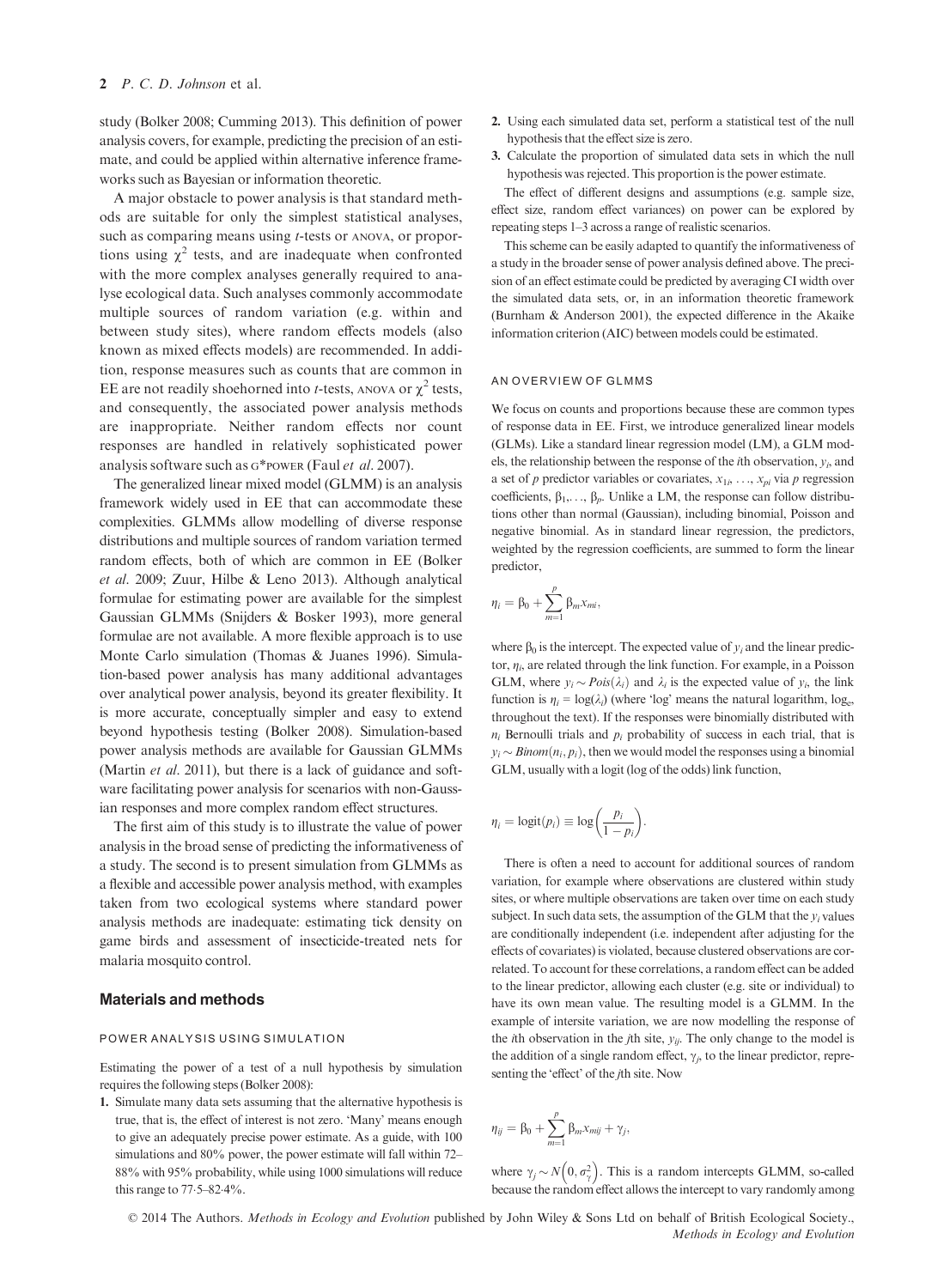study (Bolker 2008; Cumming 2013). This definition of power analysis covers, for example, predicting the precision of an estimate, and could be applied within alternative inference frameworks such as Bayesian or information theoretic.

A major obstacle to power analysis is that standard methods are suitable for only the simplest statistical analyses, such as comparing means using *t*-tests or ANOVA, or proportions using $\chi^2$ tests, and are inadequate when confronted with the more complex analyses generally required to analyse ecological data. Such analyses commonly accommodate multiple sources of random variation (e.g. within and between study sites), where random effects models (also known as mixed effects models) are recommended. In addition, response measures such as counts that are common in EE are not readily shoehorned into *t*-tests, ANOVA or $\chi^2$ tests, and consequently, the associated power analysis methods are inappropriate. Neither random effects nor count responses are handled in relatively sophisticated power analysis software such as G*POWER (Faul *et al*. 2007).

The generalized linear mixed model (GLMM) is an analysis framework widely used in EE that can accommodate these complexities. GLMMs allow modelling of diverse response distributions and multiple sources of random variation termed random effects, both of which are common in EE (Bolker *et al*. 2009; Zuur, Hilbe & Leno 2013). Although analytical formulae for estimating power are available for the simplest Gaussian GLMMs (Snijders & Bosker 1993), more general formulae are not available. A more flexible approach is to use Monte Carlo simulation (Thomas & Juanes 1996). Simulation-based power analysis has many additional advantages over analytical power analysis, beyond its greater flexibility. It is more accurate, conceptually simpler and easy to extend beyond hypothesis testing (Bolker 2008). Simulation-based power analysis methods are available for Gaussian GLMMs (Martin *et al*. 2011), but there is a lack of guidance and software facilitating power analysis for scenarios with non-Gaussian responses and more complex random effect structures.

The first aim of this study is to illustrate the value of power analysis in the broad sense of predicting the informativeness of a study. The second is to present simulation from GLMMs as a flexible and accessible power analysis method, with examples taken from two ecological systems where standard power analysis methods are inadequate: estimating tick density on game birds and assessment of insecticide-treated nets for malaria mosquito control.

## Materials and methods

### POWER ANALYSIS USING SIMULATION

Estimating the power of a test of a null hypothesis by simulation requires the following steps (Bolker 2008):

1. Simulate many data sets assuming that the alternative hypothesis is true, that is, the effect of interest is not zero. 'Many' means enough to give an adequately precise power estimate. As a guide, with 100 simulations and 80% power, the power estimate will fall within 72–88% with 95% probability, while using 1000 simulations will reduce this range to 77·5–82·4%.
2. Using each simulated data set, perform a statistical test of the null hypothesis that the effect size is zero.
3. Calculate the proportion of simulated data sets in which the null hypothesis was rejected. This proportion is the power estimate.

The effect of different designs and assumptions (e.g. sample size, effect size, random effect variances) on power can be explored by repeating steps 1–3 across a range of realistic scenarios.

This scheme can be easily adapted to quantify the informativeness of a study in the broader sense of power analysis defined above. The precision of an effect estimate could be predicted by averaging CI width over the simulated data sets, or, in an information theoretic framework (Burnham & Anderson 2001), the expected difference in the Akaike information criterion (AIC) between models could be estimated.

### AN OVERVIEW OF GLMMS

We focus on counts and proportions because these are common types of response data in EE. First, we introduce generalized linear models (GLMs). Like a standard linear regression model (LM), a GLM models, the relationship between the response of the *i*th observation, $y_i$, and a set of $p$ predictor variables or covariates, $x_{1i}, \ldots, x_{pi}$ via $p$ regression coefficients, $\beta_1, \ldots, \beta_p$. Unlike a LM, the response can follow distributions other than normal (Gaussian), including binomial, Poisson and negative binomial. As in standard linear regression, the predictors, weighted by the regression coefficients, are summed to form the linear predictor,

$$\eta_i = \beta_0 + \sum_{m=1}^{p} \beta_m x_{mi},$$

where $\beta_0$ is the intercept. The expected value of $y_i$ and the linear predictor, $\eta_i$, are related through the link function. For example, in a Poisson GLM, where $y_i \sim Pois(\lambda_i)$ and $\lambda_i$ is the expected value of $y_i$, the link function is $\eta_i = \log(\lambda_i)$ (where 'log' means the natural logarithm, $\log_e$, throughout the text). If the responses were binomially distributed with $n_i$ Bernoulli trials and $p_i$ probability of success in each trial, that is $y_i \sim Binom(n_i, p_i)$, then we would model the responses using a binomial GLM, usually with a logit (log of the odds) link function,

$$\eta_i = \text{logit}(p_i) \equiv \log\left(\frac{p_i}{1 - p_i}\right).$$

There is often a need to account for additional sources of random variation, for example where observations are clustered within study sites, or where multiple observations are taken over time on each study subject. In such data sets, the assumption of the GLM that the $y_i$ values are conditionally independent (i.e. independent after adjusting for the effects of covariates) is violated, because clustered observations are correlated. To account for these correlations, a random effect can be added to the linear predictor, allowing each cluster (e.g. site or individual) to have its own mean value. The resulting model is a GLMM. In the example of intersite variation, we are now modelling the response of the *i*th observation in the *j*th site, $y_{ij}$. The only change to the model is the addition of a single random effect, $\gamma_j$, to the linear predictor, representing the 'effect' of the *j*th site. Now

$$\eta_{ij} = \beta_0 + \sum_{m=1}^{p} \beta_m x_{mij} + \gamma_j,$$

where $\gamma_j \sim N\left(0, \sigma_\gamma^2\right)$. This is a random intercepts GLMM, so-called because the random effect allows the intercept to vary randomly among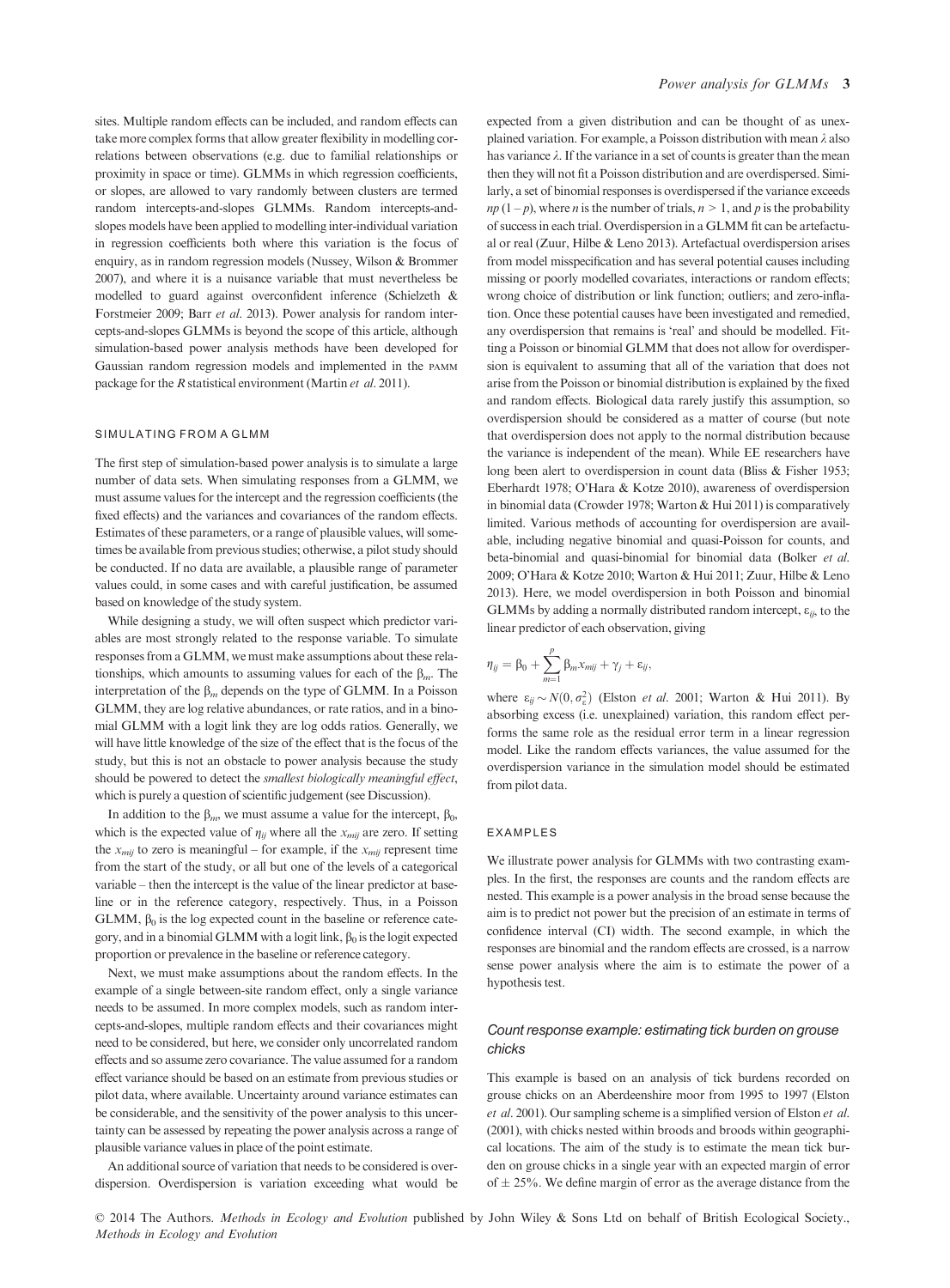sites. Multiple random effects can be included, and random effects can take more complex forms that allow greater flexibility in modelling correlations between observations (e.g. due to familial relationships or proximity in space or time). GLMMs in which regression coefficients, or slopes, are allowed to vary randomly between clusters are termed random intercepts-and-slopes GLMMs. Random intercepts-and-slopes models have been applied to modelling inter-individual variation in regression coefficients both where this variation is the focus of enquiry, as in random regression models (Nussey, Wilson & Brommer 2007), and where it is a nuisance variable that must nevertheless be modelled to guard against overconfident inference (Schielzeth & Forstmeier 2009; Barr *et al*. 2013). Power analysis for random intercepts-and-slopes GLMMs is beyond the scope of this article, although simulation-based power analysis methods have been developed for Gaussian random regression models and implemented in the PAMM package for the *R* statistical environment (Martin *et al*. 2011).

## SIMULATING FROM A GLMM

The first step of simulation-based power analysis is to simulate a large number of data sets. When simulating responses from a GLMM, we must assume values for the intercept and the regression coefficients (the fixed effects) and the variances and covariances of the random effects. Estimates of these parameters, or a range of plausible values, will sometimes be available from previous studies; otherwise, a pilot study should be conducted. If no data are available, a plausible range of parameter values could, in some cases and with careful justification, be assumed based on knowledge of the study system.

While designing a study, we will often suspect which predictor variables are most strongly related to the response variable. To simulate responses from a GLMM, we must make assumptions about these relationships, which amounts to assuming values for each of the $\beta_m$. The interpretation of the $\beta_m$ depends on the type of GLMM. In a Poisson GLMM, they are log relative abundances, or rate ratios, and in a binomial GLMM with a logit link they are log odds ratios. Generally, we will have little knowledge of the size of the effect that is the focus of the study, but this is not an obstacle to power analysis because the study should be powered to detect the *smallest biologically meaningful effect*, which is purely a question of scientific judgement (see Discussion).

In addition to the $\beta_m$, we must assume a value for the intercept, $\beta_0$, which is the expected value of $\eta_{ij}$ where all the $x_{mij}$ are zero. If setting the $x_{mij}$ to zero is meaningful – for example, if the $x_{mij}$ represent time from the start of the study, or all but one of the levels of a categorical variable – then the intercept is the value of the linear predictor at baseline or in the reference category, respectively. Thus, in a Poisson GLMM, $\beta_0$ is the log expected count in the baseline or reference category, and in a binomial GLMM with a logit link, $\beta_0$ is the logit expected proportion or prevalence in the baseline or reference category.

Next, we must make assumptions about the random effects. In the example of a single between-site random effect, only a single variance needs to be assumed. In more complex models, such as random intercepts-and-slopes, multiple random effects and their covariances might need to be considered, but here, we consider only uncorrelated random effects and so assume zero covariance. The value assumed for a random effect variance should be based on an estimate from previous studies or pilot data, where available. Uncertainty around variance estimates can be considerable, and the sensitivity of the power analysis to this uncertainty can be assessed by repeating the power analysis across a range of plausible variance values in place of the point estimate.

An additional source of variation that needs to be considered is overdispersion. Overdispersion is variation exceeding what would be expected from a given distribution and can be thought of as unexplained variation. For example, a Poisson distribution with mean $\lambda$ also has variance $\lambda$. If the variance in a set of counts is greater than the mean then they will not fit a Poisson distribution and are overdispersed. Similarly, a set of binomial responses is overdispersed if the variance exceeds $np(1-p)$, where $n$ is the number of trials, $n > 1$, and $p$ is the probability of success in each trial. Overdispersion in a GLMM fit can be artefactual or real (Zuur, Hilbe & Leno 2013). Artefactual overdispersion arises from model misspecification and has several potential causes including missing or poorly modelled covariates, interactions or random effects; wrong choice of distribution or link function; outliers; and zero-inflation. Once these potential causes have been investigated and remedied, any overdispersion that remains is 'real' and should be modelled. Fitting a Poisson or binomial GLMM that does not allow for overdispersion is equivalent to assuming that all of the variation that does not arise from the Poisson or binomial distribution is explained by the fixed and random effects. Biological data rarely justify this assumption, so overdispersion should be considered as a matter of course (but note that overdispersion does not apply to the normal distribution because the variance is independent of the mean). While EE researchers have long been alert to overdispersion in count data (Bliss & Fisher 1953; Eberhardt 1978; O'Hara & Kotze 2010), awareness of overdispersion in binomial data (Crowder 1978; Warton & Hui 2011) is comparatively limited. Various methods of accounting for overdispersion are available, including negative binomial and quasi-Poisson for counts, and beta-binomial and quasi-binomial for binomial data (Bolker *et al*. 2009; O'Hara & Kotze 2010; Warton & Hui 2011; Zuur, Hilbe & Leno 2013). Here, we model overdispersion in both Poisson and binomial GLMMs by adding a normally distributed random intercept, $\varepsilon_{ij}$, to the linear predictor of each observation, giving

$$\eta_{ij} = \beta_0 + \sum_{m=1}^{p} \beta_m x_{mij} + \gamma_j + \varepsilon_{ij},$$

where $\varepsilon_{ij} \sim N(0, \sigma_\varepsilon^2)$ (Elston *et al*. 2001; Warton & Hui 2011). By absorbing excess (i.e. unexplained) variation, this random effect performs the same role as the residual error term in a linear regression model. Like the random effects variances, the value assumed for the overdispersion variance in the simulation model should be estimated from pilot data.

## EXAMPLES

We illustrate power analysis for GLMMs with two contrasting examples. In the first, the responses are counts and the random effects are nested. This example is a power analysis in the broad sense because the aim is to predict not power but the precision of an estimate in terms of confidence interval (CI) width. The second example, in which the responses are binomial and the random effects are crossed, is a narrow sense power analysis where the aim is to estimate the power of a hypothesis test.

### *Count response example: estimating tick burden on grouse chicks*

This example is based on an analysis of tick burdens recorded on grouse chicks on an Aberdeenshire moor from 1995 to 1997 (Elston *et al*. 2001). Our sampling scheme is a simplified version of Elston *et al*. (2001), with chicks nested within broods and broods within geographical locations. The aim of the study is to estimate the mean tick burden on grouse chicks in a single year with an expected margin of error of ± 25%. We define margin of error as the average distance from the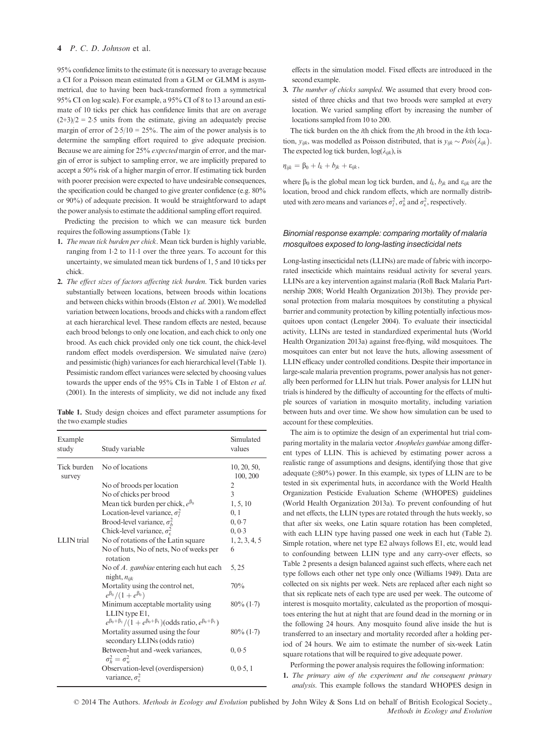95% confidence limits to the estimate (it is necessary to average because a CI for a Poisson mean estimated from a GLM or GLMM is asymmetrical, due to having been back-transformed from a symmetrical 95% CI on log scale). For example, a 95% CI of 8 to 13 around an estimate of 10 ticks per chick has confidence limits that are on average $(2+3)/2 = 2{\cdot}5$ units from the estimate, giving an adequately precise margin of error of $2{\cdot}5/10 = 25\%$. The aim of the power analysis is to determine the sampling effort required to give adequate precision. Because we are aiming for 25% *expected* margin of error, and the margin of error is subject to sampling error, we are implicitly prepared to accept a 50% risk of a higher margin of error. If estimating tick burden with poorer precision were expected to have undesirable consequences, the specification could be changed to give greater confidence (e.g. 80% or 90%) of adequate precision. It would be straightforward to adapt the power analysis to estimate the additional sampling effort required.

Predicting the precision to which we can measure tick burden requires the following assumptions (Table 1):

1. *The mean tick burden per chick*. Mean tick burden is highly variable, ranging from 1·2 to 11·1 over the three years. To account for this uncertainty, we simulated mean tick burdens of 1, 5 and 10 ticks per chick.
2. *The effect sizes of factors affecting tick burden*. Tick burden varies substantially between locations, between broods within locations and between chicks within broods (Elston *et al*. 2001). We modelled variation between locations, broods and chicks with a random effect at each hierarchical level. These random effects are nested, because each brood belongs to only one location, and each chick to only one brood. As each chick provided only one tick count, the chick-level random effect models overdispersion. We simulated naïve (zero) and pessimistic (high) variances for each hierarchical level (Table 1). Pessimistic random effect variances were selected by choosing values towards the upper ends of the 95% CIs in Table 1 of Elston *et al*. (2001). In the interests of simplicity, we did not include any fixed effects in the simulation model. Fixed effects are introduced in the second example.
3. *The number of chicks sampled*. We assumed that every brood consisted of three chicks and that two broods were sampled at every location. We varied sampling effort by increasing the number of locations sampled from 10 to 200.

The tick burden on the *i*th chick from the *j*th brood in the *k*th location, $y_{ijk}$, was modelled as Poisson distributed, that is $y_{ijk} \sim Pois(\lambda_{ijk})$. The expected log tick burden, $\log(\lambda_{ijk})$, is

$$\eta_{ijk} = \beta_0 + l_k + b_{jk} + \varepsilon_{ijk},$$

where $\beta_0$ is the global mean log tick burden, and $l_k$, $b_{jk}$ and $\varepsilon_{ijk}$ are the location, brood and chick random effects, which are normally distributed with zero means and variances $\sigma_l^2$, $\sigma_b^2$ and $\sigma_\varepsilon^2$, respectively.

**Table 1.** Study design choices and effect parameter assumptions for the two example studies

| Example study | Study variable | Simulated values |
|---|---|---|
| Tick burden survey | No of locations | 10, 20, 50, 100, 200 |
| | No of broods per location | 2 |
| | No of chicks per brood | 3 |
| | Mean tick burden per chick, $e^{\beta_0}$ | 1, 5, 10 |
| | Location-level variance, $\sigma_l^2$ | 0, 1 |
| | Brood-level variance, $\sigma_b^2$ | 0, 0·7 |
| | Chick-level variance, $\sigma_\varepsilon^2$ | 0, 0·3 |
| LLIN trial | No of rotations of the Latin square | 1, 2, 3, 4, 5 |
| | No of huts, No of nets, No of weeks per rotation | 6 |
| | No of *A. gambiae* entering each hut each night, $n_{ijk}$ | 5, 25 |
| | Mortality using the control net, $e^{\beta_0}/(1+e^{\beta_0})$ | 70% |
| | Minimum acceptable mortality using LLIN type E1, $e^{\beta_0+\beta_1}/(1+e^{\beta_0+\beta_1})$(odds ratio, $e^{\beta_0+\beta_1}$) | 80% (1·7) |
| | Mortality assumed using the four secondary LLINs (odds ratio) | 80% (1·7) |
| | Between-hut and -week variances, $\sigma_h^2 = \sigma_w^2$ | 0, 0·5 |
| | Observation-level (overdispersion) variance, $\sigma_\varepsilon^2$ | 0, 0·5, 1 |

### *Binomial response example: comparing mortality of malaria mosquitoes exposed to long-lasting insecticidal nets*

Long-lasting insecticidal nets (LLINs) are made of fabric with incorporated insecticide which maintains residual activity for several years. LLINs are a key intervention against malaria (Roll Back Malaria Partnership 2008; World Health Organization 2013b). They provide personal protection from malaria mosquitoes by constituting a physical barrier and community protection by killing potentially infectious mosquitoes upon contact (Lengeler 2004). To evaluate their insecticidal activity, LLINs are tested in standardized experimental huts (World Health Organization 2013a) against free-flying, wild mosquitoes. The mosquitoes can enter but not leave the huts, allowing assessment of LLIN efficacy under controlled conditions. Despite their importance in large-scale malaria prevention programs, power analysis has not generally been performed for LLIN hut trials. Power analysis for LLIN hut trials is hindered by the difficulty of accounting for the effects of multiple sources of variation in mosquito mortality, including variation between huts and over time. We show how simulation can be used to account for these complexities.

The aim is to optimize the design of an experimental hut trial comparing mortality in the malaria vector *Anopheles gambiae* among different types of LLIN. This is achieved by estimating power across a realistic range of assumptions and designs, identifying those that give adequate (≥80%) power. In this example, six types of LLIN are to be tested in six experimental huts, in accordance with the World Health Organization Pesticide Evaluation Scheme (WHOPES) guidelines (World Health Organization 2013a). To prevent confounding of hut and net effects, the LLIN types are rotated through the huts weekly, so that after six weeks, one Latin square rotation has been completed, with each LLIN type having passed one week in each hut (Table 2). Simple rotation, where net type E2 always follows E1, etc, would lead to confounding between LLIN type and any carry-over effects, so Table 2 presents a design balanced against such effects, where each net type follows each other net type only once (Williams 1949). Data are collected on six nights per week. Nets are replaced after each night so that six replicate nets of each type are used per week. The outcome of interest is mosquito mortality, calculated as the proportion of mosquitoes entering the hut at night that are found dead in the morning or in the following 24 hours. Any mosquito found alive inside the hut is transferred to an insectary and mortality recorded after a holding period of 24 hours. We aim to estimate the number of six-week Latin square rotations that will be required to give adequate power.

Performing the power analysis requires the following information:

1. *The primary aim of the experiment and the consequent primary analysis*. This example follows the standard WHOPES design in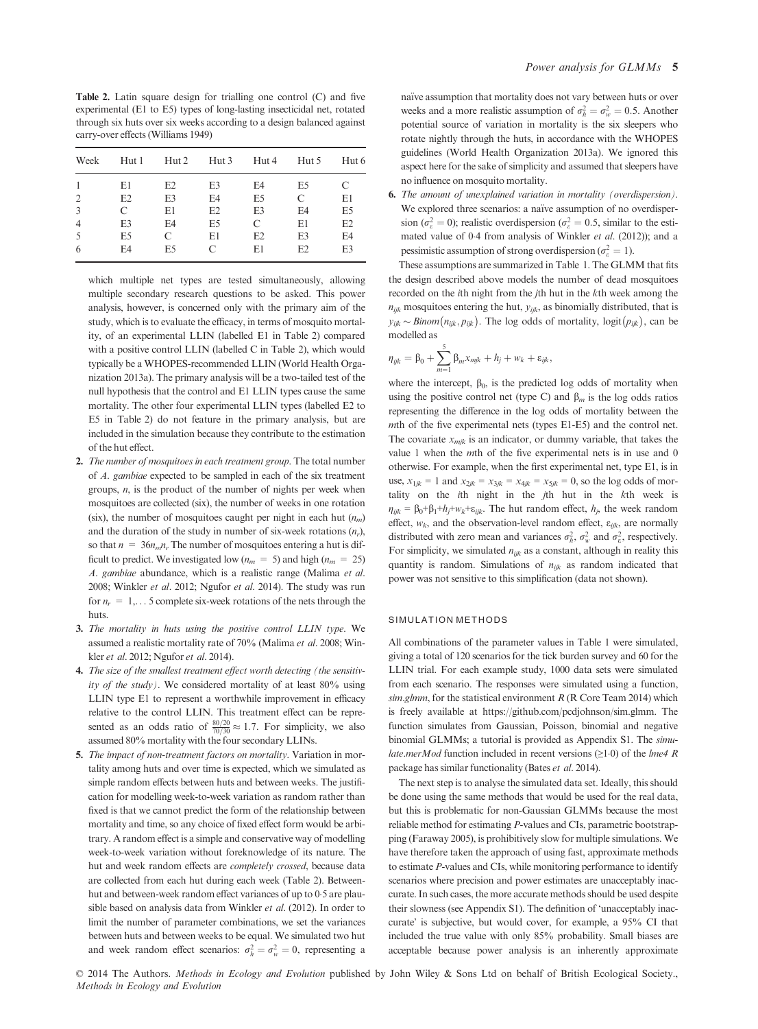**Table 2.** Latin square design for trialling one control (C) and five experimental (E1 to E5) types of long-lasting insecticidal net, rotated through six huts over six weeks according to a design balanced against carry-over effects (Williams 1949)

| Week | Hut 1 | Hut 2 | Hut 3 | Hut 4 | Hut 5 | Hut 6 |
|---|---|---|---|---|---|---|
| 1 | E1 | E2 | E3 | E4 | E5 | C |
| 2 | E2 | E3 | E4 | E5 | C | E1 |
| 3 | C | E1 | E2 | E3 | E4 | E5 |
| 4 | E3 | E4 | E5 | C | E1 | E2 |
| 5 | E5 | C | E1 | E2 | E3 | E4 |
| 6 | E4 | E5 | C | E1 | E2 | E3 |

which multiple net types are tested simultaneously, allowing multiple secondary research questions to be asked. This power analysis, however, is concerned only with the primary aim of the study, which is to evaluate the efficacy, in terms of mosquito mortality, of an experimental LLIN (labelled E1 in Table 2) compared with a positive control LLIN (labelled C in Table 2), which would typically be a WHOPES-recommended LLIN (World Health Organization 2013a). The primary analysis will be a two-tailed test of the null hypothesis that the control and E1 LLIN types cause the same mortality. The other four experimental LLIN types (labelled E2 to E5 in Table 2) do not feature in the primary analysis, but are included in the simulation because they contribute to the estimation of the hut effect.

2. *The number of mosquitoes in each treatment group*. The total number of *A. gambiae* expected to be sampled in each of the six treatment groups, $n$, is the product of the number of nights per week when mosquitoes are collected (six), the number of weeks in one rotation (six), the number of mosquitoes caught per night in each hut ($n_m$) and the duration of the study in number of six-week rotations ($n_r$), so that $n = 36n_m n_r$ The number of mosquitoes entering a hut is difficult to predict. We investigated low ($n_m = 5$) and high ($n_m = 25$) *A. gambiae* abundance, which is a realistic range (Malima *et al.* 2008; Winkler *et al.* 2012; Ngufor *et al.* 2014). The study was run for $n_r = 1,\ldots 5$ complete six-week rotations of the nets through the huts.
3. *The mortality in huts using the positive control LLIN type*. We assumed a realistic mortality rate of 70% (Malima *et al.* 2008; Winkler *et al.* 2012; Ngufor *et al.* 2014).
4. *The size of the smallest treatment effect worth detecting (the sensitivity of the study)*. We considered mortality of at least 80% using LLIN type E1 to represent a worthwhile improvement in efficacy relative to the control LLIN. This treatment effect can be represented as an odds ratio of $\frac{80/20}{70/30} \approx 1.7$. For simplicity, we also assumed 80% mortality with the four secondary LLINs.
5. *The impact of non-treatment factors on mortality*. Variation in mortality among huts and over time is expected, which we simulated as simple random effects between huts and between weeks. The justification for modelling week-to-week variation as random rather than fixed is that we cannot predict the form of the relationship between mortality and time, so any choice of fixed effect form would be arbitrary. A random effect is a simple and conservative way of modelling week-to-week variation without foreknowledge of its nature. The hut and week random effects are *completely crossed*, because data are collected from each hut during each week (Table 2). Between-hut and between-week random effect variances of up to 0·5 are plausible based on analysis data from Winkler *et al.* (2012). In order to limit the number of parameter combinations, we set the variances between huts and between weeks to be equal. We simulated two hut and week random effect scenarios: $\sigma_h^2 = \sigma_w^2 = 0$, representing a naïve assumption that mortality does not vary between huts or over weeks and a more realistic assumption of $\sigma_h^2 = \sigma_w^2 = 0.5$. Another potential source of variation in mortality is the six sleepers who rotate nightly through the huts, in accordance with the WHOPES guidelines (World Health Organization 2013a). We ignored this aspect here for the sake of simplicity and assumed that sleepers have no influence on mosquito mortality.
6. *The amount of unexplained variation in mortality (overdispersion)*. We explored three scenarios: a naïve assumption of no overdispersion ($\sigma_\varepsilon^2 = 0$); realistic overdispersion ($\sigma_\varepsilon^2 = 0.5$, similar to the estimated value of 0·4 from analysis of Winkler *et al.* (2012)); and a pessimistic assumption of strong overdispersion ($\sigma_\varepsilon^2 = 1$).

These assumptions are summarized in Table 1. The GLMM that fits the design described above models the number of dead mosquitoes recorded on the $i$th night from the $j$th hut in the $k$th week among the $n_{ijk}$ mosquitoes entering the hut, $y_{ijk}$, as binomially distributed, that is $y_{ijk} \sim Binom(n_{ijk}, p_{ijk})$. The log odds of mortality, $\text{logit}(p_{ijk})$, can be modelled as

$$\eta_{ijk} = \beta_0 + \sum_{m=1}^{5} \beta_m x_{mjk} + h_j + w_k + \varepsilon_{ijk},$$

where the intercept, $\beta_0$, is the predicted log odds of mortality when using the positive control net (type C) and $\beta_m$ is the log odds ratios representing the difference in the log odds of mortality between the $m$th of the five experimental nets (types E1-E5) and the control net. The covariate $x_{mjk}$ is an indicator, or dummy variable, that takes the value 1 when the $m$th of the five experimental nets is in use and 0 otherwise. For example, when the first experimental net, type E1, is in use, $x_{1jk} = 1$ and $x_{2jk} = x_{3jk} = x_{4jk} = x_{5jk} = 0$, so the log odds of mortality on the $i$th night in the $j$th hut in the $k$th week is $\eta_{ijk} = \beta_0 + \beta_1 + h_j + w_k + \varepsilon_{ijk}$. The hut random effect, $h_j$, the week random effect, $w_k$, and the observation-level random effect, $\varepsilon_{ijk}$, are normally distributed with zero mean and variances $\sigma_h^2$, $\sigma_w^2$ and $\sigma_\varepsilon^2$, respectively. For simplicity, we simulated $n_{ijk}$ as a constant, although in reality this quantity is random. Simulations of $n_{ijk}$ as random indicated that power was not sensitive to this simplification (data not shown).

## SIMULATION METHODS

All combinations of the parameter values in Table 1 were simulated, giving a total of 120 scenarios for the tick burden survey and 60 for the LLIN trial. For each example study, 1000 data sets were simulated from each scenario. The responses were simulated using a function, *sim.glmm*, for the statistical environment *R* (R Core Team 2014) which is freely available at https://github.com/pcdjohnson/sim.glmm. The function simulates from Gaussian, Poisson, binomial and negative binomial GLMMs; a tutorial is provided as Appendix S1. The *simulate.merMod* function included in recent versions (≥1·0) of the *lme4 R* package has similar functionality (Bates *et al.* 2014).

The next step is to analyse the simulated data set. Ideally, this should be done using the same methods that would be used for the real data, but this is problematic for non-Gaussian GLMMs because the most reliable method for estimating *P*-values and CIs, parametric bootstrapping (Faraway 2005), is prohibitively slow for multiple simulations. We have therefore taken the approach of using fast, approximate methods to estimate *P*-values and CIs, while monitoring performance to identify scenarios where precision and power estimates are unacceptably inaccurate. In such cases, the more accurate methods should be used despite their slowness (see Appendix S1). The definition of 'unacceptably inaccurate' is subjective, but would cover, for example, a 95% CI that included the true value with only 85% probability. Small biases are acceptable because power analysis is an inherently approximate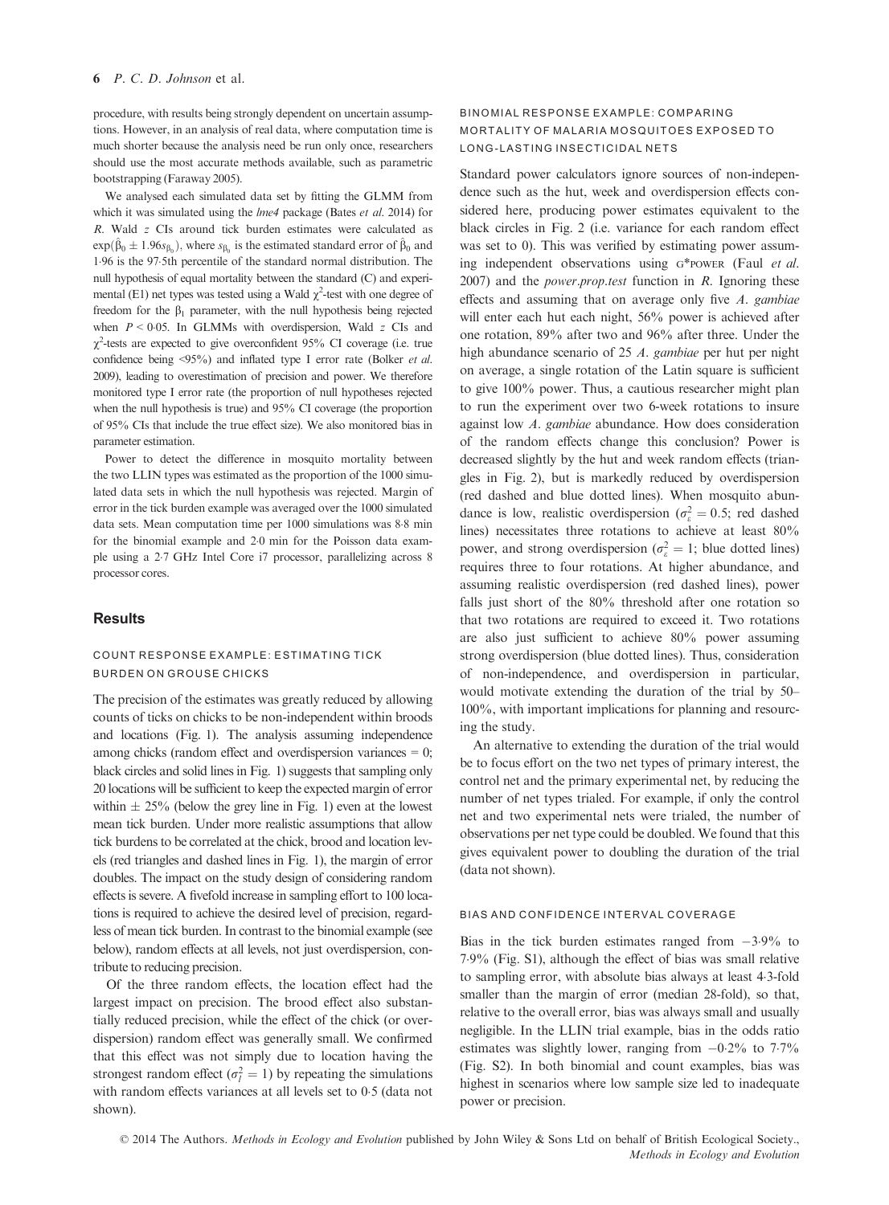procedure, with results being strongly dependent on uncertain assumptions. However, in an analysis of real data, where computation time is much shorter because the analysis need be run only once, researchers should use the most accurate methods available, such as parametric bootstrapping (Faraway 2005).

We analysed each simulated data set by fitting the GLMM from which it was simulated using the *lme4* package (Bates *et al.* 2014) for *R*. Wald *z* CIs around tick burden estimates were calculated as $\exp(\hat{\beta}_0 \pm 1.96 s_{\hat{\beta}_0})$, where $s_{\hat{\beta}_0}$ is the estimated standard error of $\hat{\beta}_0$ and 1·96 is the 97·5th percentile of the standard normal distribution. The null hypothesis of equal mortality between the standard (C) and experimental (E1) net types was tested using a Wald $\chi^2$-test with one degree of freedom for the $\beta_1$ parameter, with the null hypothesis being rejected when $P < 0.05$. In GLMMs with overdispersion, Wald *z* CIs and $\chi^2$-tests are expected to give overconfident 95% CI coverage (i.e. true confidence being <95%) and inflated type I error rate (Bolker *et al.* 2009), leading to overestimation of precision and power. We therefore monitored type I error rate (the proportion of null hypotheses rejected when the null hypothesis is true) and 95% CI coverage (the proportion of 95% CIs that include the true effect size). We also monitored bias in parameter estimation.

Power to detect the difference in mosquito mortality between the two LLIN types was estimated as the proportion of the 1000 simulated data sets in which the null hypothesis was rejected. Margin of error in the tick burden example was averaged over the 1000 simulated data sets. Mean computation time per 1000 simulations was 8·8 min for the binomial example and 2·0 min for the Poisson data example using a 2·7 GHz Intel Core i7 processor, parallelizing across 8 processor cores.

## Results

### COUNT RESPONSE EXAMPLE: ESTIMATING TICK BURDEN ON GROUSE CHICKS

The precision of the estimates was greatly reduced by allowing counts of ticks on chicks to be non-independent within broods and locations (Fig. 1). The analysis assuming independence among chicks (random effect and overdispersion variances = 0; black circles and solid lines in Fig. 1) suggests that sampling only 20 locations will be sufficient to keep the expected margin of error within ± 25% (below the grey line in Fig. 1) even at the lowest mean tick burden. Under more realistic assumptions that allow tick burdens to be correlated at the chick, brood and location levels (red triangles and dashed lines in Fig. 1), the margin of error doubles. The impact on the study design of considering random effects is severe. A fivefold increase in sampling effort to 100 locations is required to achieve the desired level of precision, regardless of mean tick burden. In contrast to the binomial example (see below), random effects at all levels, not just overdispersion, contribute to reducing precision.

Of the three random effects, the location effect had the largest impact on precision. The brood effect also substantially reduced precision, while the effect of the chick (or overdispersion) random effect was generally small. We confirmed that this effect was not simply due to location having the strongest random effect ($\sigma_l^2 = 1$) by repeating the simulations with random effects variances at all levels set to 0·5 (data not shown).

### BINOMIAL RESPONSE EXAMPLE: COMPARING MORTALITY OF MALARIA MOSQUITOES EXPOSED TO LONG-LASTING INSECTICIDAL NETS

Standard power calculators ignore sources of non-independence such as the hut, week and overdispersion effects considered here, producing power estimates equivalent to the black circles in Fig. 2 (i.e. variance for each random effect was set to 0). This was verified by estimating power assuming independent observations using G*POWER (Faul *et al.* 2007) and the *power.prop.test* function in *R*. Ignoring these effects and assuming that on average only five *A. gambiae* will enter each hut each night, 56% power is achieved after one rotation, 89% after two and 96% after three. Under the high abundance scenario of 25 *A. gambiae* per hut per night on average, a single rotation of the Latin square is sufficient to give 100% power. Thus, a cautious researcher might plan to run the experiment over two 6-week rotations to insure against low *A. gambiae* abundance. How does consideration of the random effects change this conclusion? Power is decreased slightly by the hut and week random effects (triangles in Fig. 2), but is markedly reduced by overdispersion (red dashed and blue dotted lines). When mosquito abundance is low, realistic overdispersion ($\sigma_\varepsilon^2 = 0.5$; red dashed lines) necessitates three rotations to achieve at least 80% power, and strong overdispersion ($\sigma_\varepsilon^2 = 1$; blue dotted lines) requires three to four rotations. At higher abundance, and assuming realistic overdispersion (red dashed lines), power falls just short of the 80% threshold after one rotation so that two rotations are required to exceed it. Two rotations are also just sufficient to achieve 80% power assuming strong overdispersion (blue dotted lines). Thus, consideration of non-independence, and overdispersion in particular, would motivate extending the duration of the trial by 50–100%, with important implications for planning and resourcing the study.

An alternative to extending the duration of the trial would be to focus effort on the two net types of primary interest, the control net and the primary experimental net, by reducing the number of net types trialed. For example, if only the control net and two experimental nets were trialed, the number of observations per net type could be doubled. We found that this gives equivalent power to doubling the duration of the trial (data not shown).

### BIAS AND CONFIDENCE INTERVAL COVERAGE

Bias in the tick burden estimates ranged from −3·9% to 7·9% (Fig. S1), although the effect of bias was small relative to sampling error, with absolute bias always at least 4·3-fold smaller than the margin of error (median 28-fold), so that, relative to the overall error, bias was always small and usually negligible. In the LLIN trial example, bias in the odds ratio estimates was slightly lower, ranging from −0·2% to 7·7% (Fig. S2). In both binomial and count examples, bias was highest in scenarios where low sample size led to inadequate power or precision.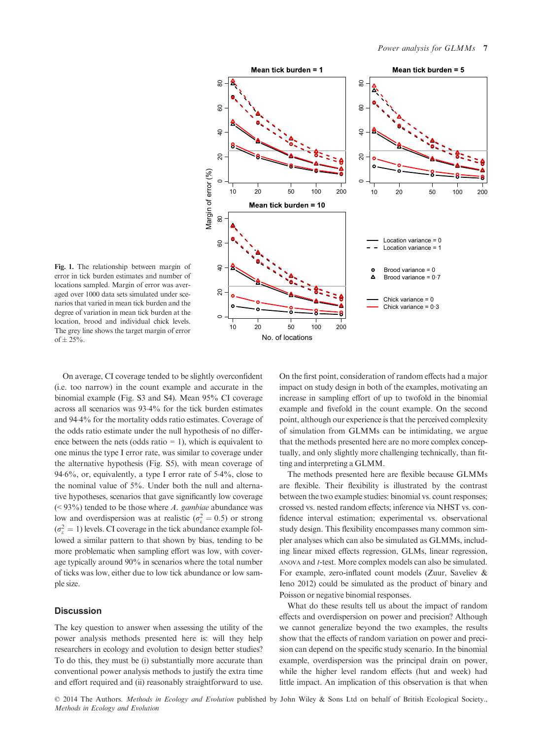Mean tick burden = 1

Mean tick burden = 5

Mean tick burden = 10

Margin of error (%)

0
20
40
60
80

10 20 50 100 200

No. of locations

Location variance = 0
Location variance = 1

Brood variance = 0
Brood variance = 0·7

Chick variance = 0
Chick variance = 0·3

**Fig. 1.** The relationship between margin of error in tick burden estimates and number of locations sampled. Margin of error was averaged over 1000 data sets simulated under scenarios that varied in mean tick burden and the degree of variation in mean tick burden at the location, brood and individual chick levels. The grey line shows the target margin of error of ± 25%.

On average, CI coverage tended to be slightly overconfident (i.e. too narrow) in the count example and accurate in the binomial example (Fig. S3 and S4). Mean 95% CI coverage across all scenarios was 93·4% for the tick burden estimates and 94·4% for the mortality odds ratio estimates. Coverage of the odds ratio estimate under the null hypothesis of no difference between the nets (odds ratio = 1), which is equivalent to one minus the type I error rate, was similar to coverage under the alternative hypothesis (Fig. S5), with mean coverage of 94·6%, or, equivalently, a type I error rate of 5·4%, close to the nominal value of 5%. Under both the null and alternative hypotheses, scenarios that gave significantly low coverage (< 93%) tended to be those where *A. gambiae* abundance was low and overdispersion was at realistic ($\sigma^2_\varepsilon = 0.5$) or strong ($\sigma^2_\varepsilon = 1$) levels. CI coverage in the tick abundance example followed a similar pattern to that shown by bias, tending to be more problematic when sampling effort was low, with coverage typically around 90% in scenarios where the total number of ticks was low, either due to low tick abundance or low sample size.

## Discussion

The key question to answer when assessing the utility of the power analysis methods presented here is: will they help researchers in ecology and evolution to design better studies? To do this, they must be (i) substantially more accurate than conventional power analysis methods to justify the extra time and effort required and (ii) reasonably straightforward to use. On the first point, consideration of random effects had a major impact on study design in both of the examples, motivating an increase in sampling effort of up to twofold in the binomial example and fivefold in the count example. On the second point, although our experience is that the perceived complexity of simulation from GLMMs can be intimidating, we argue that the methods presented here are no more complex conceptually, and only slightly more challenging technically, than fitting and interpreting a GLMM.

The methods presented here are flexible because GLMMs are flexible. Their flexibility is illustrated by the contrast between the two example studies: binomial vs. count responses; crossed vs. nested random effects; inference via NHST vs. confidence interval estimation; experimental vs. observational study design. This flexibility encompasses many common simpler analyses which can also be simulated as GLMMs, including linear mixed effects regression, GLMs, linear regression, ANOVA and *t*-test. More complex models can also be simulated. For example, zero-inflated count models (Zuur, Saveliev & Ieno 2012) could be simulated as the product of binary and Poisson or negative binomial responses.

What do these results tell us about the impact of random effects and overdispersion on power and precision? Although we cannot generalize beyond the two examples, the results show that the effects of random variation on power and precision can depend on the specific study scenario. In the binomial example, overdispersion was the principal drain on power, while the higher level random effects (hut and week) had little impact. An implication of this observation is that when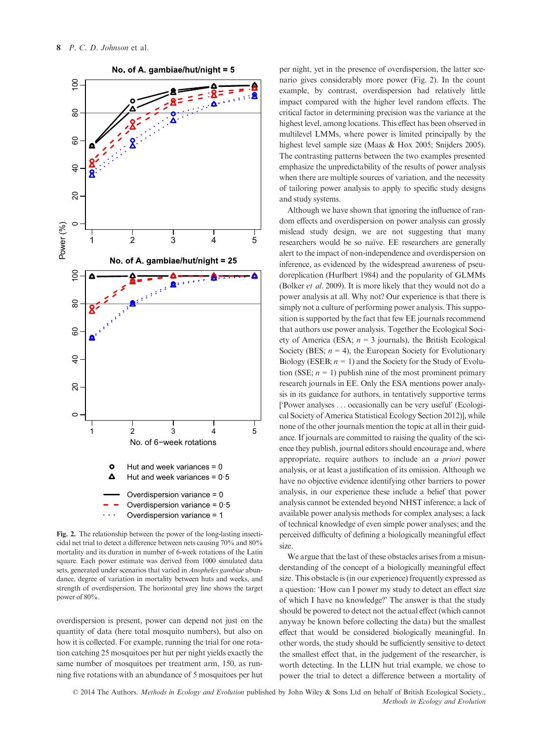Fig. 2. The relationship between the power of the long-lasting insecticidal net trial to detect a difference between nets causing 70% and 80% mortality and its duration in number of 6-week rotations of the Latin square. Each power estimate was derived from 1000 simulated data sets, generated under scenarios that varied in *Anopheles gambiae* abundance, degree of variation in mortality between huts and weeks, and strength of overdispersion. The horizontal grey line shows the target power of 80%.

overdispersion is present, power can depend not just on the quantity of data (here total mosquito numbers), but also on how it is collected. For example, running the trial for one rotation catching 25 mosquitoes per hut per night yields exactly the same number of mosquitoes per treatment arm, 150, as running five rotations with an abundance of 5 mosquitoes per hut per night, yet in the presence of overdispersion, the latter scenario gives considerably more power (Fig. 2). In the count example, by contrast, overdispersion had relatively little impact compared with the higher level random effects. The critical factor in determining precision was the variance at the highest level, among locations. This effect has been observed in multilevel LMMs, where power is limited principally by the highest level sample size (Maas & Hox 2005; Snijders 2005). The contrasting patterns between the two examples presented emphasize the unpredictability of the results of power analysis when there are multiple sources of variation, and the necessity of tailoring power analysis to apply to specific study designs and study systems.

Although we have shown that ignoring the influence of random effects and overdispersion on power analysis can grossly mislead study design, we are not suggesting that many researchers would be so naïve. EE researchers are generally alert to the impact of non-independence and overdispersion on inference, as evidenced by the widespread awareness of pseudoreplication (Hurlbert 1984) and the popularity of GLMMs (Bolker *et al.* 2009). It is more likely that they would not do a power analysis at all. Why not? Our experience is that there is simply not a culture of performing power analysis. This supposition is supported by the fact that few EE journals recommend that authors use power analysis. Together the Ecological Society of America (ESA; $n = 3$ journals), the British Ecological Society (BES; $n = 4$), the European Society for Evolutionary Biology (ESEB; $n = 1$) and the Society for the Study of Evolution (SSE; $n = 1$) publish nine of the most prominent primary research journals in EE. Only the ESA mentions power analysis in its guidance for authors, in tentatively supportive terms ['Power analyses ... occasionally can be very useful' (Ecological Society of America Statistical Ecology Section 2012)], while none of the other journals mention the topic at all in their guidance. If journals are committed to raising the quality of the science they publish, journal editors should encourage and, where appropriate, require authors to include an *a priori* power analysis, or at least a justification of its omission. Although we have no objective evidence identifying other barriers to power analysis, in our experience these include a belief that power analysis cannot be extended beyond NHST inference; a lack of available power analysis methods for complex analyses; a lack of technical knowledge of even simple power analyses; and the perceived difficulty of defining a biologically meaningful effect size.

We argue that the last of these obstacles arises from a misunderstanding of the concept of a biologically meaningful effect size. This obstacle is (in our experience) frequently expressed as a question: 'How can I power my study to detect an effect size of which I have no knowledge?' The answer is that the study should be powered to detect not the actual effect (which cannot anyway be known before collecting the data) but the smallest effect that would be considered biologically meaningful. In other words, the study should be sufficiently sensitive to detect the smallest effect that, in the judgement of the researcher, is worth detecting. In the LLIN hut trial example, we chose to power the trial to detect a difference between a mortality of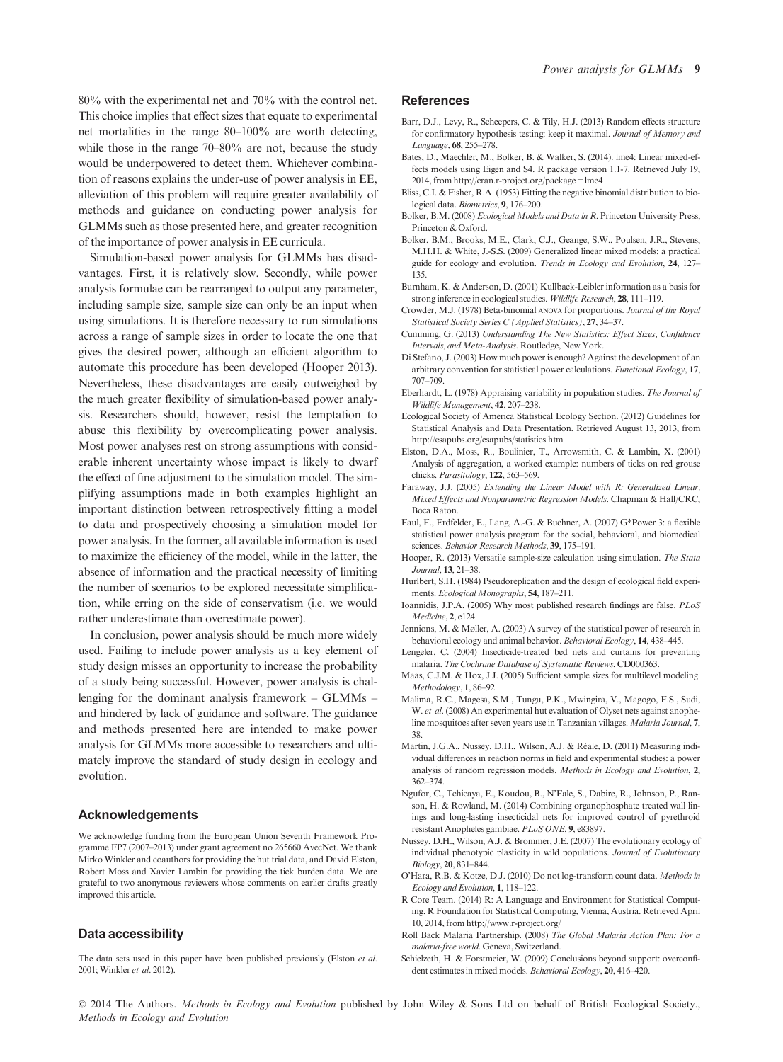80% with the experimental net and 70% with the control net. This choice implies that effect sizes that equate to experimental net mortalities in the range 80–100% are worth detecting, while those in the range 70–80% are not, because the study would be underpowered to detect them. Whichever combination of reasons explains the under-use of power analysis in EE, alleviation of this problem will require greater availability of methods and guidance on conducting power analysis for GLMMs such as those presented here, and greater recognition of the importance of power analysis in EE curricula.

Simulation-based power analysis for GLMMs has disadvantages. First, it is relatively slow. Secondly, while power analysis formulae can be rearranged to output any parameter, including sample size, sample size can only be an input when using simulations. It is therefore necessary to run simulations across a range of sample sizes in order to locate the one that gives the desired power, although an efficient algorithm to automate this procedure has been developed (Hooper 2013). Nevertheless, these disadvantages are easily outweighed by the much greater flexibility of simulation-based power analysis. Researchers should, however, resist the temptation to abuse this flexibility by overcomplicating power analysis. Most power analyses rest on strong assumptions with considerable inherent uncertainty whose impact is likely to dwarf the effect of fine adjustment to the simulation model. The simplifying assumptions made in both examples highlight an important distinction between retrospectively fitting a model to data and prospectively choosing a simulation model for power analysis. In the former, all available information is used to maximize the efficiency of the model, while in the latter, the absence of information and the practical necessity of limiting the number of scenarios to be explored necessitate simplification, while erring on the side of conservatism (i.e. we would rather underestimate than overestimate power).

In conclusion, power analysis should be much more widely used. Failing to include power analysis as a key element of study design misses an opportunity to increase the probability of a study being successful. However, power analysis is challenging for the dominant analysis framework – GLMMs – and hindered by lack of guidance and software. The guidance and methods presented here are intended to make power analysis for GLMMs more accessible to researchers and ultimately improve the standard of study design in ecology and evolution.

## Acknowledgements

We acknowledge funding from the European Union Seventh Framework Programme FP7 (2007–2013) under grant agreement no 265660 AvecNet. We thank Mirko Winkler and coauthors for providing the hut trial data, and David Elston, Robert Moss and Xavier Lambin for providing the tick burden data. We are grateful to two anonymous reviewers whose comments on earlier drafts greatly improved this article.

## Data accessibility

The data sets used in this paper have been published previously (Elston *et al.* 2001; Winkler *et al.* 2012).

## References

Barr, D.J., Levy, R., Scheepers, C. & Tily, H.J. (2013) Random effects structure for confirmatory hypothesis testing: keep it maximal. *Journal of Memory and Language*, **68**, 255–278.

Bates, D., Maechler, M., Bolker, B. & Walker, S. (2014). lme4: Linear mixed-effects models using Eigen and S4. R package version 1.1-7. Retrieved July 19, 2014, from http://cran.r-project.org/package=lme4

Bliss, C.I. & Fisher, R.A. (1953) Fitting the negative binomial distribution to biological data. *Biometrics*, **9**, 176–200.

Bolker, B.M. (2008) *Ecological Models and Data in R*. Princeton University Press, Princeton & Oxford.

Bolker, B.M., Brooks, M.E., Clark, C.J., Geange, S.W., Poulsen, J.R., Stevens, M.H.H. & White, J.-S.S. (2009) Generalized linear mixed models: a practical guide for ecology and evolution. *Trends in Ecology and Evolution*, **24**, 127–135.

Burnham, K. & Anderson, D. (2001) Kullback-Leibler information as a basis for strong inference in ecological studies. *Wildlife Research*, **28**, 111–119.

Crowder, M.J. (1978) Beta-binomial ANOVA for proportions. *Journal of the Royal Statistical Society Series C (Applied Statistics)*, **27**, 34–37.

Cumming, G. (2013) *Understanding The New Statistics: Effect Sizes, Confidence Intervals, and Meta-Analysis*. Routledge, New York.

Di Stefano, J. (2003) How much power is enough? Against the development of an arbitrary convention for statistical power calculations. *Functional Ecology*, **17**, 707–709.

Eberhardt, L. (1978) Appraising variability in population studies. *The Journal of Wildlife Management*, **42**, 207–238.

Ecological Society of America Statistical Ecology Section. (2012) Guidelines for Statistical Analysis and Data Presentation. Retrieved August 13, 2013, from http://esapubs.org/esapubs/statistics.htm

Elston, D.A., Moss, R., Boulinier, T., Arrowsmith, C. & Lambin, X. (2001) Analysis of aggregation, a worked example: numbers of ticks on red grouse chicks. *Parasitology*, **122**, 563–569.

Faraway, J.J. (2005) *Extending the Linear Model with R: Generalized Linear, Mixed Effects and Nonparametric Regression Models*. Chapman & Hall/CRC, Boca Raton.

Faul, F., Erdfelder, E., Lang, A.-G. & Buchner, A. (2007) G*Power 3: a flexible statistical power analysis program for the social, behavioral, and biomedical sciences. *Behavior Research Methods*, **39**, 175–191.

Hooper, R. (2013) Versatile sample-size calculation using simulation. *The Stata Journal*, **13**, 21–38.

Hurlbert, S.H. (1984) Pseudoreplication and the design of ecological field experiments. *Ecological Monographs*, **54**, 187–211.

Ioannidis, J.P.A. (2005) Why most published research findings are false. *PLoS Medicine*, **2**, e124.

Jennions, M. & Møller, A. (2003) A survey of the statistical power of research in behavioral ecology and animal behavior. *Behavioral Ecology*, **14**, 438–445.

Lengeler, C. (2004) Insecticide-treated bed nets and curtains for preventing malaria. *The Cochrane Database of Systematic Reviews*, CD000363.

Maas, C.J.M. & Hox, J.J. (2005) Sufficient sample sizes for multilevel modeling. *Methodology*, **1**, 86–92.

Malima, R.C., Magesa, S.M., Tungu, P.K., Mwingira, V., Magogo, F.S., Sudi, W. *et al.* (2008) An experimental hut evaluation of Olyset nets against anopheline mosquitoes after seven years use in Tanzanian villages. *Malaria Journal*, **7**, 38.

Martin, J.G.A., Nussey, D.H., Wilson, A.J. & Réale, D. (2011) Measuring individual differences in reaction norms in field and experimental studies: a power analysis of random regression models. *Methods in Ecology and Evolution*, **2**, 362–374.

Ngufor, C., Tchicaya, E., Koudou, B., N'Fale, S., Dabire, R., Johnson, P., Ranson, H. & Rowland, M. (2014) Combining organophosphate treated wall linings and long-lasting insecticidal nets for improved control of pyrethroid resistant Anopheles gambiae. *PLoS ONE*, **9**, e83897.

Nussey, D.H., Wilson, A.J. & Brommer, J.E. (2007) The evolutionary ecology of individual phenotypic plasticity in wild populations. *Journal of Evolutionary Biology*, **20**, 831–844.

O'Hara, R.B. & Kotze, D.J. (2010) Do not log-transform count data. *Methods in Ecology and Evolution*, **1**, 118–122.

R Core Team. (2014) R: A Language and Environment for Statistical Computing. R Foundation for Statistical Computing, Vienna, Austria. Retrieved April 10, 2014, from http://www.r-project.org/

Roll Back Malaria Partnership. (2008) *The Global Malaria Action Plan: For a malaria-free world*. Geneva, Switzerland.

Schielzeth, H. & Forstmeier, W. (2009) Conclusions beyond support: overconfident estimates in mixed models. *Behavioral Ecology*, **20**, 416–420.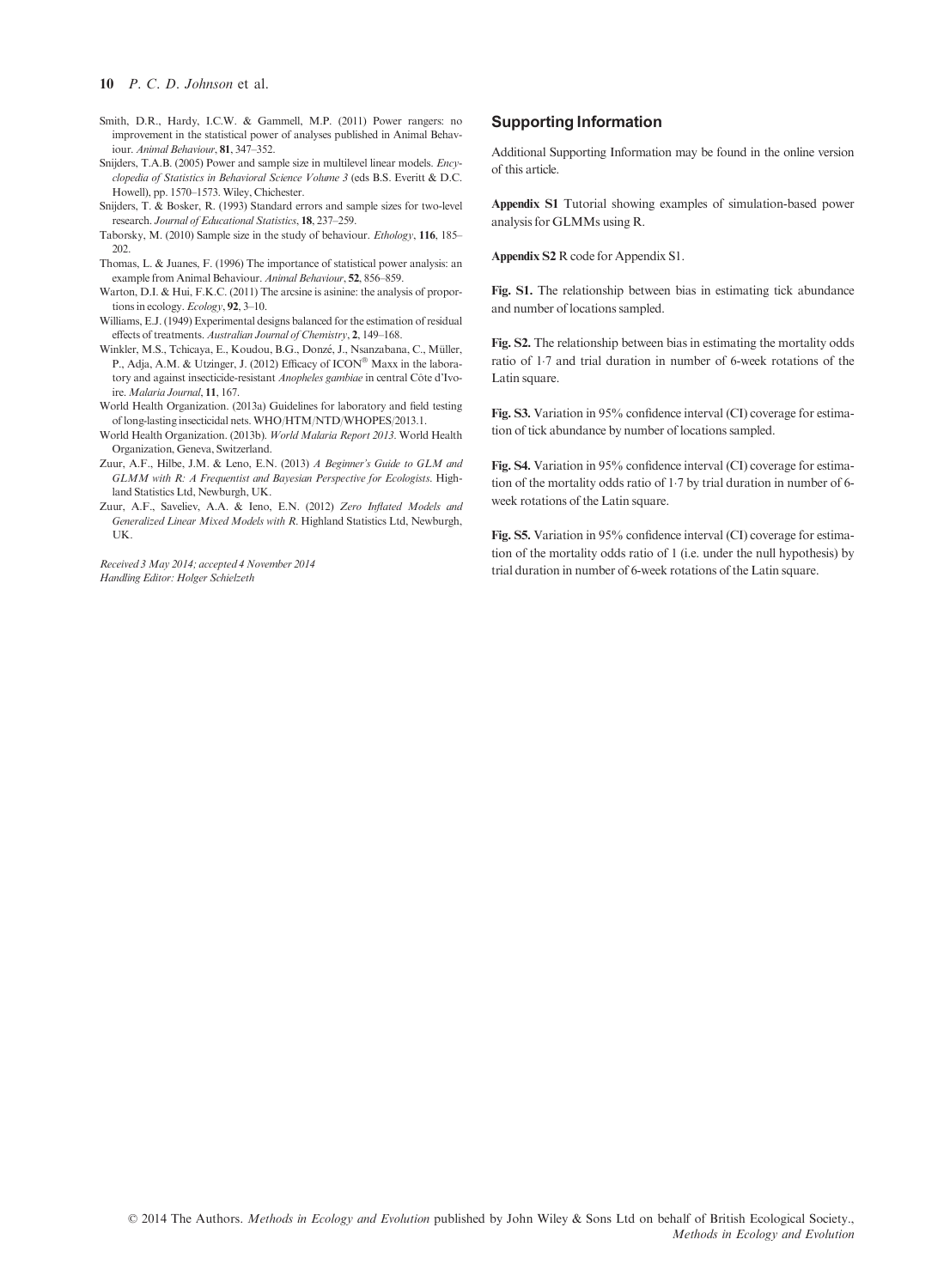Smith, D.R., Hardy, I.C.W. & Gammell, M.P. (2011) Power rangers: no improvement in the statistical power of analyses published in Animal Behaviour. *Animal Behaviour*, **81**, 347–352.

Snijders, T.A.B. (2005) Power and sample size in multilevel linear models. *Encyclopedia of Statistics in Behavioral Science Volume 3* (eds B.S. Everitt & D.C. Howell), pp. 1570–1573. Wiley, Chichester.

Snijders, T. & Bosker, R. (1993) Standard errors and sample sizes for two-level research. *Journal of Educational Statistics*, **18**, 237–259.

Taborsky, M. (2010) Sample size in the study of behaviour. *Ethology*, **116**, 185–202.

Thomas, L. & Juanes, F. (1996) The importance of statistical power analysis: an example from Animal Behaviour. *Animal Behaviour*, **52**, 856–859.

Warton, D.I. & Hui, F.K.C. (2011) The arcsine is asinine: the analysis of proportions in ecology. *Ecology*, **92**, 3–10.

Williams, E.J. (1949) Experimental designs balanced for the estimation of residual effects of treatments. *Australian Journal of Chemistry*, **2**, 149–168.

Winkler, M.S., Tchicaya, E., Koudou, B.G., Donzé, J., Nsanzabana, C., Müller, P., Adja, A.M. & Utzinger, J. (2012) Efficacy of ICON® Maxx in the laboratory and against insecticide-resistant *Anopheles gambiae* in central Côte d'Ivoire. *Malaria Journal*, **11**, 167.

World Health Organization. (2013a) Guidelines for laboratory and field testing of long-lasting insecticidal nets. WHO/HTM/NTD/WHOPES/2013.1.

World Health Organization. (2013b). *World Malaria Report 2013*. World Health Organization, Geneva, Switzerland.

Zuur, A.F., Hilbe, J.M. & Leno, E.N. (2013) *A Beginner's Guide to GLM and GLMM with R: A Frequentist and Bayesian Perspective for Ecologists*. Highland Statistics Ltd, Newburgh, UK.

Zuur, A.F., Saveliev, A.A. & Ieno, E.N. (2012) *Zero Inflated Models and Generalized Linear Mixed Models with R*. Highland Statistics Ltd, Newburgh, UK.

*Received 3 May 2014; accepted 4 November 2014*
*Handling Editor: Holger Schielzeth*

## Supporting Information

Additional Supporting Information may be found in the online version of this article.

**Appendix S1** Tutorial showing examples of simulation-based power analysis for GLMMs using R.

**Appendix S2** R code for Appendix S1.

**Fig. S1.** The relationship between bias in estimating tick abundance and number of locations sampled.

**Fig. S2.** The relationship between bias in estimating the mortality odds ratio of 1·7 and trial duration in number of 6-week rotations of the Latin square.

**Fig. S3.** Variation in 95% confidence interval (CI) coverage for estimation of tick abundance by number of locations sampled.

**Fig. S4.** Variation in 95% confidence interval (CI) coverage for estimation of the mortality odds ratio of 1·7 by trial duration in number of 6-week rotations of the Latin square.

**Fig. S5.** Variation in 95% confidence interval (CI) coverage for estimation of the mortality odds ratio of 1 (i.e. under the null hypothesis) by trial duration in number of 6-week rotations of the Latin square.